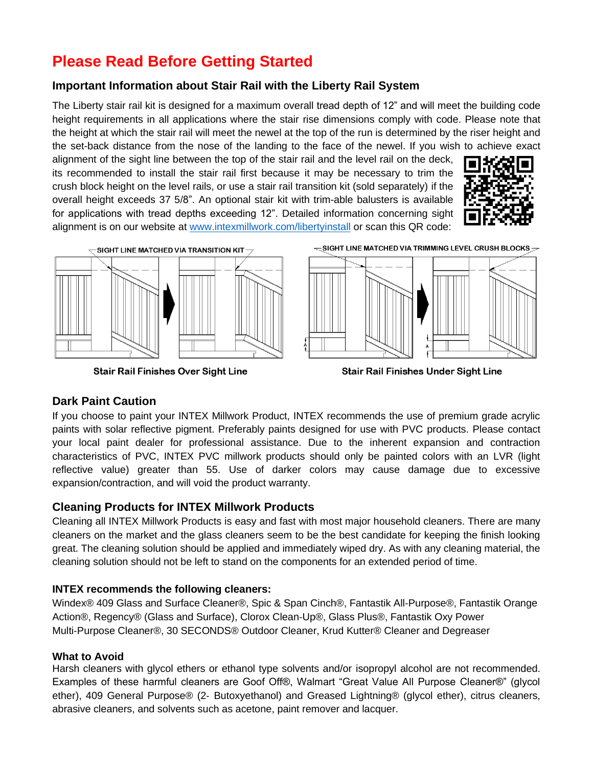# Please Read Before Getting Started

## Important Information about Stair Rail with the Liberty Rail System

The Liberty stair rail kit is designed for a maximum overall tread depth of 12" and will meet the building code height requirements in all applications where the stair rise dimensions comply with code. Please note that the height at which the stair rail will meet the newel at the top of the run is determined by the riser height and the set-back distance from the nose of the landing to the face of the newel. If you wish to achieve exact alignment of the sight line between the top of the stair rail and the level rail on the deck, its recommended to install the stair rail first because it may be necessary to trim the crush block height on the level rails, or use a stair rail transition kit (sold separately) if the overall height exceeds 37 5/8". An optional stair kit with trim-able balusters is available for applications with tread depths exceeding 12". Detailed information concerning sight alignment is on our website at [www.intexmillwork.com/libertyinstall](www.intexmillwork.com/libertyinstall) or scan this QR code:

SIGHT LINE MATCHED VIA TRANSITION KIT

Stair Rail Finishes Over Sight Line

SIGHT LINE MATCHED VIA TRIMMING LEVEL CRUSH BLOCKS

Stair Rail Finishes Under Sight Line

## Dark Paint Caution

If you choose to paint your INTEX Millwork Product, INTEX recommends the use of premium grade acrylic paints with solar reflective pigment. Preferably paints designed for use with PVC products. Please contact your local paint dealer for professional assistance. Due to the inherent expansion and contraction characteristics of PVC, INTEX PVC millwork products should only be painted colors with an LVR (light reflective value) greater than 55. Use of darker colors may cause damage due to excessive expansion/contraction, and will void the product warranty.

## Cleaning Products for INTEX Millwork Products

Cleaning all INTEX Millwork Products is easy and fast with most major household cleaners. There are many cleaners on the market and the glass cleaners seem to be the best candidate for keeping the finish looking great. The cleaning solution should be applied and immediately wiped dry. As with any cleaning material, the cleaning solution should not be left to stand on the components for an extended period of time.

### INTEX recommends the following cleaners:

Windex® 409 Glass and Surface Cleaner®, Spic & Span Cinch®, Fantastik All-Purpose®, Fantastik Orange Action®, Regency® (Glass and Surface), Clorox Clean-Up®, Glass Plus®, Fantastik Oxy Power Multi-Purpose Cleaner®, 30 SECONDS® Outdoor Cleaner, Krud Kutter® Cleaner and Degreaser

### What to Avoid

Harsh cleaners with glycol ethers or ethanol type solvents and/or isopropyl alcohol are not recommended. Examples of these harmful cleaners are Goof Off®, Walmart "Great Value All Purpose Cleaner®" (glycol ether), 409 General Purpose® (2- Butoxyethanol) and Greased Lightning® (glycol ether), citrus cleaners, abrasive cleaners, and solvents such as acetone, paint remover and lacquer.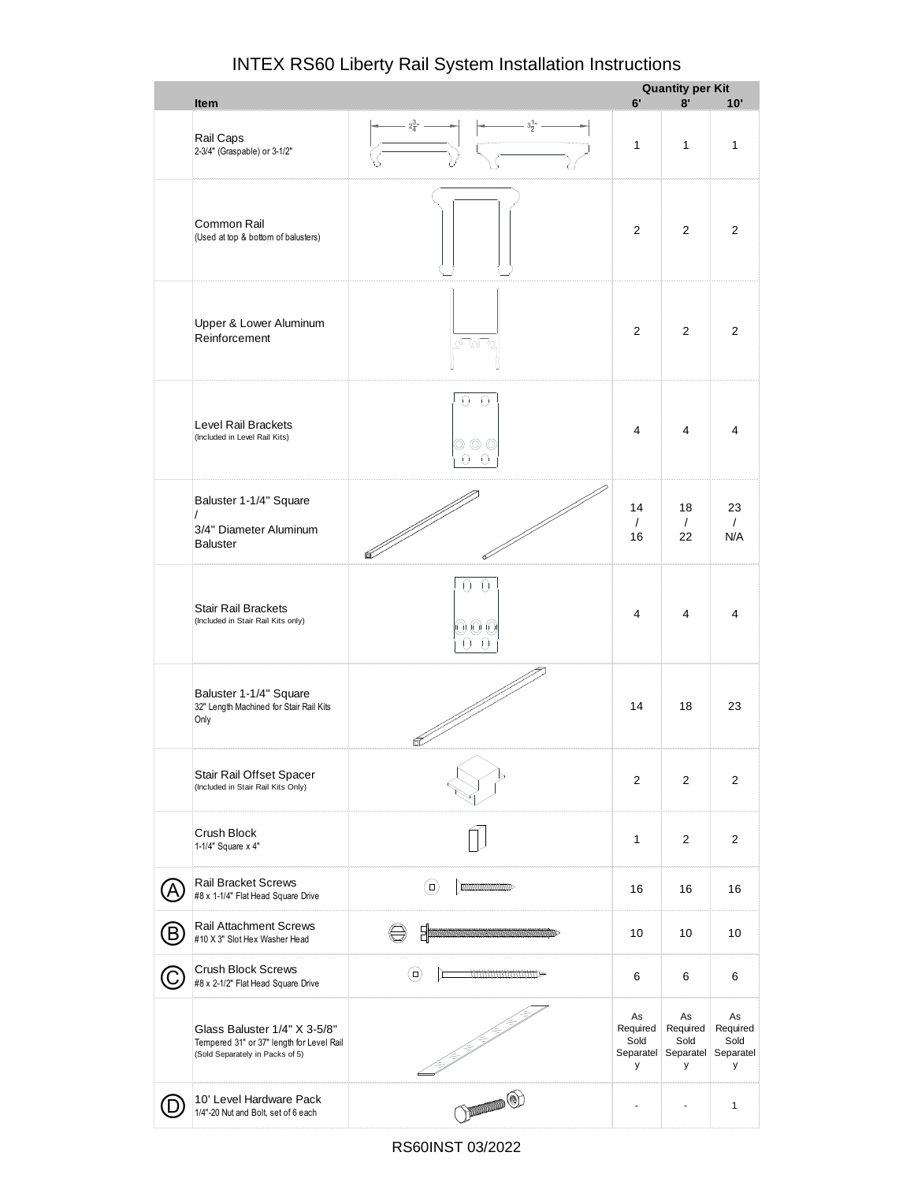# INTEX RS60 Liberty Rail System Installation Instructions

| | Item | | Quantity per Kit 6' | 8' | 10' |
|---|---|---|---|---|---|
| | Rail Caps<br>2-3/4" (Graspable) or 3-1/2" | $2\frac{3}{4}$" $3\frac{1}{2}$" | 1 | 1 | 1 |
| | Common Rail<br>(Used at top & bottom of balusters) | | 2 | 2 | 2 |
| | Upper & Lower Aluminum Reinforcement | | 2 | 2 | 2 |
| | Level Rail Brackets<br>(Included in Level Rail Kits) | | 4 | 4 | 4 |
| | Baluster 1-1/4" Square / 3/4" Diameter Aluminum Baluster | | 14 / 16 | 18 / 22 | 23 / N/A |
| | Stair Rail Brackets<br>(Included in Stair Rail Kits only) | | 4 | 4 | 4 |
| | Baluster 1-1/4" Square<br>32" Length Machined for Stair Rail Kits Only | | 14 | 18 | 23 |
| | Stair Rail Offset Spacer<br>(Included in Stair Rail Kits Only) | | 2 | 2 | 2 |
| | Crush Block<br>1-1/4" Square x 4" | | 1 | 2 | 2 |
| A | Rail Bracket Screws<br>#8 x 1-1/4" Flat Head Square Drive | | 16 | 16 | 16 |
| B | Rail Attachment Screws<br>#10 X 3" Slot Hex Washer Head | | 10 | 10 | 10 |
| C | Crush Block Screws<br>#8 x 2-1/2" Flat Head Square Drive | | 6 | 6 | 6 |
| | Glass Baluster 1/4" X 3-5/8"<br>Tempered 31" or 37" length for Level Rail<br>(Sold Separately in Packs of 5) | | As Required Sold Separately | As Required Sold Separately | As Required Sold Separately |
| D | 10' Level Hardware Pack<br>1/4"-20 Nut and Bolt, set of 6 each | | - | - | 1 |

RS60INST 03/2022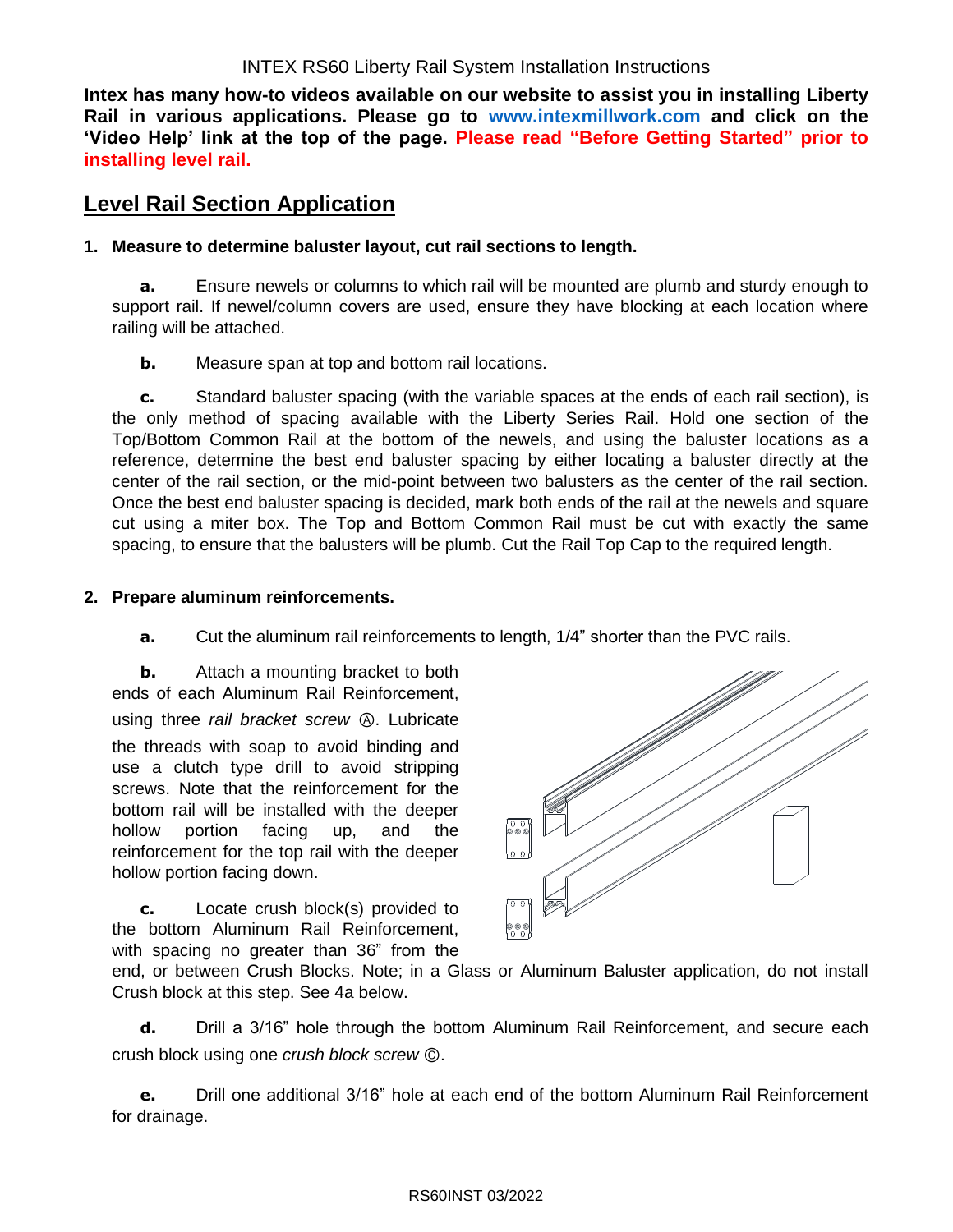INTEX RS60 Liberty Rail System Installation Instructions

**Intex has many how-to videos available on our website to assist you in installing Liberty Rail in various applications. Please go to www.intexmillwork.com and click on the 'Video Help' link at the top of the page. Please read "Before Getting Started" prior to installing level rail.**

## Level Rail Section Application

**1. Measure to determine baluster layout, cut rail sections to length.**

**a.** Ensure newels or columns to which rail will be mounted are plumb and sturdy enough to support rail. If newel/column covers are used, ensure they have blocking at each location where railing will be attached.

**b.** Measure span at top and bottom rail locations.

**c.** Standard baluster spacing (with the variable spaces at the ends of each rail section), is the only method of spacing available with the Liberty Series Rail. Hold one section of the Top/Bottom Common Rail at the bottom of the newels, and using the baluster locations as a reference, determine the best end baluster spacing by either locating a baluster directly at the center of the rail section, or the mid-point between two balusters as the center of the rail section. Once the best end baluster spacing is decided, mark both ends of the rail at the newels and square cut using a miter box. The Top and Bottom Common Rail must be cut with exactly the same spacing, to ensure that the balusters will be plumb. Cut the Rail Top Cap to the required length.

**2. Prepare aluminum reinforcements.**

**a.** Cut the aluminum rail reinforcements to length, 1/4" shorter than the PVC rails.

**b.** Attach a mounting bracket to both ends of each Aluminum Rail Reinforcement, using three *rail bracket screw* Ⓐ. Lubricate the threads with soap to avoid binding and use a clutch type drill to avoid stripping screws. Note that the reinforcement for the bottom rail will be installed with the deeper hollow portion facing up, and the reinforcement for the top rail with the deeper hollow portion facing down.

**c.** Locate crush block(s) provided to the bottom Aluminum Rail Reinforcement, with spacing no greater than 36" from the end, or between Crush Blocks. Note; in a Glass or Aluminum Baluster application, do not install Crush block at this step. See 4a below.

**d.** Drill a 3/16" hole through the bottom Aluminum Rail Reinforcement, and secure each crush block using one *crush block screw* Ⓒ.

**e.** Drill one additional 3/16" hole at each end of the bottom Aluminum Rail Reinforcement for drainage.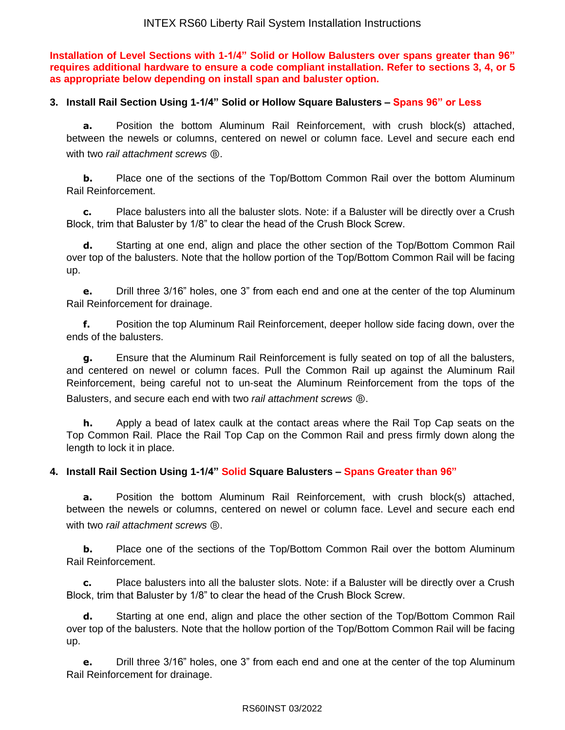**Installation of Level Sections with 1-1/4" Solid or Hollow Balusters over spans greater than 96" requires additional hardware to ensure a code compliant installation. Refer to sections 3, 4, or 5 as appropriate below depending on install span and baluster option.**

### 3. Install Rail Section Using 1-1/4" Solid or Hollow Square Balusters – Spans 96" or Less

**a.** Position the bottom Aluminum Rail Reinforcement, with crush block(s) attached, between the newels or columns, centered on newel or column face. Level and secure each end with two *rail attachment screws* Ⓑ.

**b.** Place one of the sections of the Top/Bottom Common Rail over the bottom Aluminum Rail Reinforcement.

**c.** Place balusters into all the baluster slots. Note: if a Baluster will be directly over a Crush Block, trim that Baluster by 1/8" to clear the head of the Crush Block Screw.

**d.** Starting at one end, align and place the other section of the Top/Bottom Common Rail over top of the balusters. Note that the hollow portion of the Top/Bottom Common Rail will be facing up.

**e.** Drill three 3/16" holes, one 3" from each end and one at the center of the top Aluminum Rail Reinforcement for drainage.

**f.** Position the top Aluminum Rail Reinforcement, deeper hollow side facing down, over the ends of the balusters.

**g.** Ensure that the Aluminum Rail Reinforcement is fully seated on top of all the balusters, and centered on newel or column faces. Pull the Common Rail up against the Aluminum Rail Reinforcement, being careful not to un-seat the Aluminum Reinforcement from the tops of the Balusters, and secure each end with two *rail attachment screws* Ⓑ.

**h.** Apply a bead of latex caulk at the contact areas where the Rail Top Cap seats on the Top Common Rail. Place the Rail Top Cap on the Common Rail and press firmly down along the length to lock it in place.

### 4. Install Rail Section Using 1-1/4" Solid Square Balusters – Spans Greater than 96"

**a.** Position the bottom Aluminum Rail Reinforcement, with crush block(s) attached, between the newels or columns, centered on newel or column face. Level and secure each end with two *rail attachment screws* Ⓑ.

**b.** Place one of the sections of the Top/Bottom Common Rail over the bottom Aluminum Rail Reinforcement.

**c.** Place balusters into all the baluster slots. Note: if a Baluster will be directly over a Crush Block, trim that Baluster by 1/8" to clear the head of the Crush Block Screw.

**d.** Starting at one end, align and place the other section of the Top/Bottom Common Rail over top of the balusters. Note that the hollow portion of the Top/Bottom Common Rail will be facing up.

**e.** Drill three 3/16" holes, one 3" from each end and one at the center of the top Aluminum Rail Reinforcement for drainage.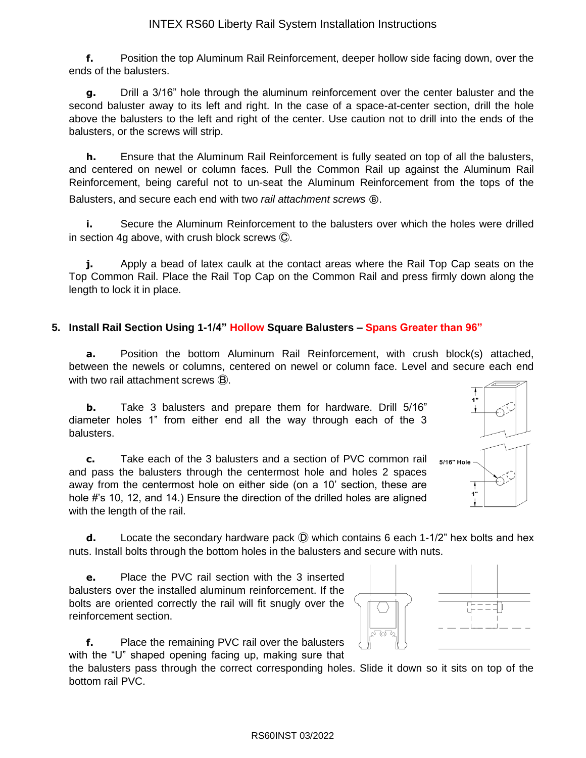**f.** Position the top Aluminum Rail Reinforcement, deeper hollow side facing down, over the ends of the balusters.

**g.** Drill a 3/16" hole through the aluminum reinforcement over the center baluster and the second baluster away to its left and right. In the case of a space-at-center section, drill the hole above the balusters to the left and right of the center. Use caution not to drill into the ends of the balusters, or the screws will strip.

**h.** Ensure that the Aluminum Rail Reinforcement is fully seated on top of all the balusters, and centered on newel or column faces. Pull the Common Rail up against the Aluminum Rail Reinforcement, being careful not to un-seat the Aluminum Reinforcement from the tops of the Balusters, and secure each end with two *rail attachment screws* Ⓑ.

**i.** Secure the Aluminum Reinforcement to the balusters over which the holes were drilled in section 4g above, with crush block screws Ⓒ.

**j.** Apply a bead of latex caulk at the contact areas where the Rail Top Cap seats on the Top Common Rail. Place the Rail Top Cap on the Common Rail and press firmly down along the length to lock it in place.

## 5. Install Rail Section Using 1-1/4" Hollow Square Balusters – Spans Greater than 96"

**a.** Position the bottom Aluminum Rail Reinforcement, with crush block(s) attached, between the newels or columns, centered on newel or column face. Level and secure each end with two rail attachment screws Ⓑ.

**b.** Take 3 balusters and prepare them for hardware. Drill 5/16" diameter holes 1" from either end all the way through each of the 3 balusters.

**c.** Take each of the 3 balusters and a section of PVC common rail and pass the balusters through the centermost hole and holes 2 spaces away from the centermost hole on either side (on a 10' section, these are hole #'s 10, 12, and 14.) Ensure the direction of the drilled holes are aligned with the length of the rail.

1"

5/16" Hole

1"

**d.** Locate the secondary hardware pack Ⓓ which contains 6 each 1-1/2" hex bolts and hex nuts. Install bolts through the bottom holes in the balusters and secure with nuts.

**e.** Place the PVC rail section with the 3 inserted balusters over the installed aluminum reinforcement. If the bolts are oriented correctly the rail will fit snugly over the reinforcement section.

**f.** Place the remaining PVC rail over the balusters with the "U" shaped opening facing up, making sure that the balusters pass through the correct corresponding holes. Slide it down so it sits on top of the bottom rail PVC.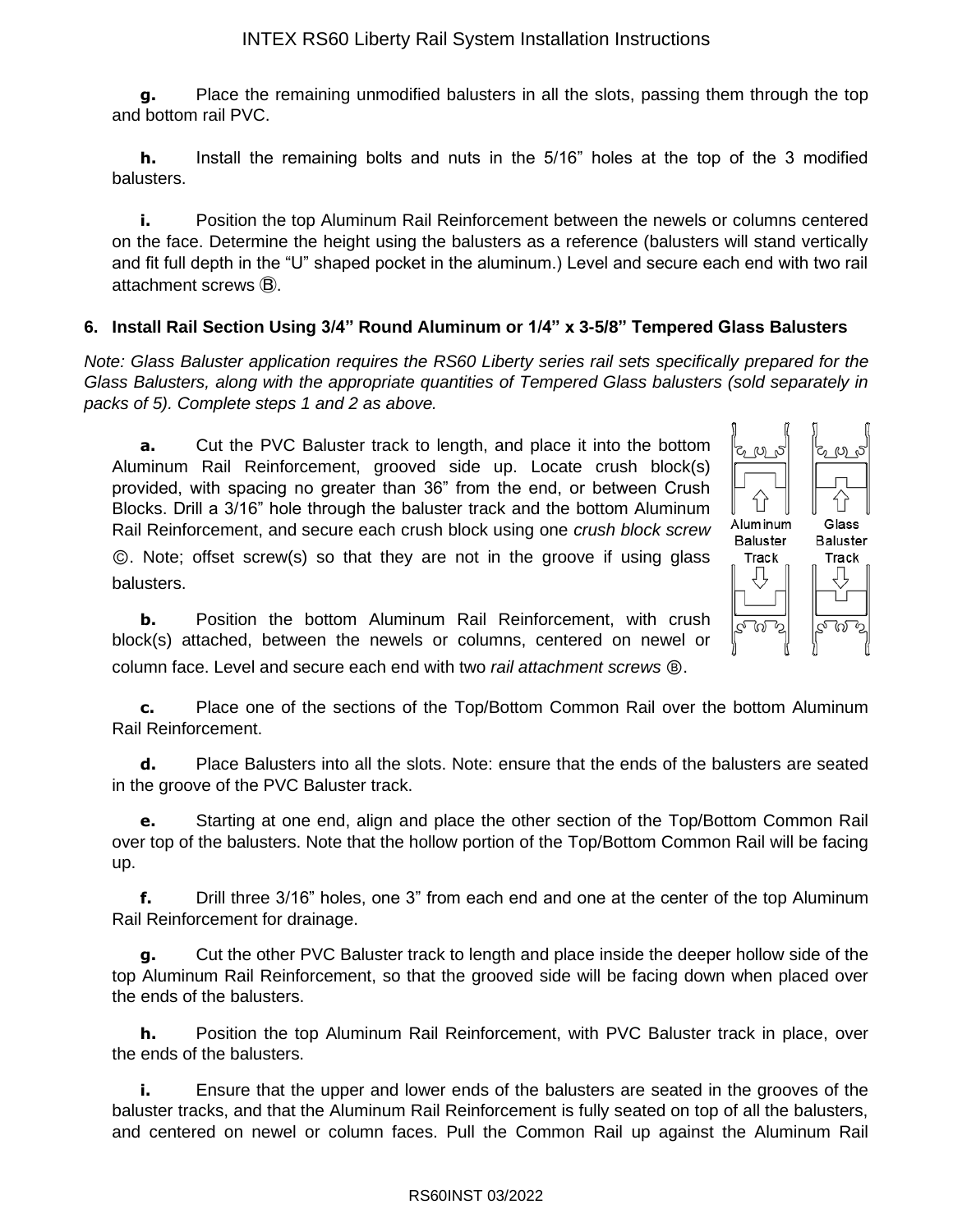**g.** Place the remaining unmodified balusters in all the slots, passing them through the top and bottom rail PVC.

**h.** Install the remaining bolts and nuts in the 5/16" holes at the top of the 3 modified balusters.

**i.** Position the top Aluminum Rail Reinforcement between the newels or columns centered on the face. Determine the height using the balusters as a reference (balusters will stand vertically and fit full depth in the "U" shaped pocket in the aluminum.) Level and secure each end with two rail attachment screws Ⓑ.

## 6. Install Rail Section Using 3/4" Round Aluminum or 1/4" x 3-5/8" Tempered Glass Balusters

*Note: Glass Baluster application requires the RS60 Liberty series rail sets specifically prepared for the Glass Balusters, along with the appropriate quantities of Tempered Glass balusters (sold separately in packs of 5). Complete steps 1 and 2 as above.*

**a.** Cut the PVC Baluster track to length, and place it into the bottom Aluminum Rail Reinforcement, grooved side up. Locate crush block(s) provided, with spacing no greater than 36" from the end, or between Crush Blocks. Drill a 3/16" hole through the baluster track and the bottom Aluminum Rail Reinforcement, and secure each crush block using one *crush block screw* Ⓒ. Note; offset screw(s) so that they are not in the groove if using glass balusters.

Aluminum Baluster Track | Glass Baluster Track

**b.** Position the bottom Aluminum Rail Reinforcement, with crush block(s) attached, between the newels or columns, centered on newel or column face. Level and secure each end with two *rail attachment screws* Ⓑ.

**c.** Place one of the sections of the Top/Bottom Common Rail over the bottom Aluminum Rail Reinforcement.

**d.** Place Balusters into all the slots. Note: ensure that the ends of the balusters are seated in the groove of the PVC Baluster track.

**e.** Starting at one end, align and place the other section of the Top/Bottom Common Rail over top of the balusters. Note that the hollow portion of the Top/Bottom Common Rail will be facing up.

**f.** Drill three 3/16" holes, one 3" from each end and one at the center of the top Aluminum Rail Reinforcement for drainage.

**g.** Cut the other PVC Baluster track to length and place inside the deeper hollow side of the top Aluminum Rail Reinforcement, so that the grooved side will be facing down when placed over the ends of the balusters.

**h.** Position the top Aluminum Rail Reinforcement, with PVC Baluster track in place, over the ends of the balusters.

**i.** Ensure that the upper and lower ends of the balusters are seated in the grooves of the baluster tracks, and that the Aluminum Rail Reinforcement is fully seated on top of all the balusters, and centered on newel or column faces. Pull the Common Rail up against the Aluminum Rail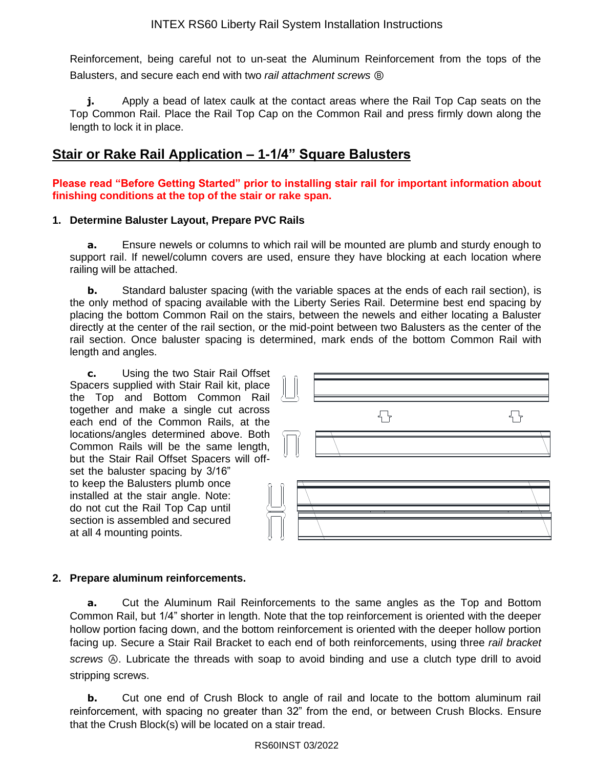Reinforcement, being careful not to un-seat the Aluminum Reinforcement from the tops of the Balusters, and secure each end with two *rail attachment screws* Ⓑ

**j.** Apply a bead of latex caulk at the contact areas where the Rail Top Cap seats on the Top Common Rail. Place the Rail Top Cap on the Common Rail and press firmly down along the length to lock it in place.

## Stair or Rake Rail Application – 1-1/4" Square Balusters

**Please read "Before Getting Started" prior to installing stair rail for important information about finishing conditions at the top of the stair or rake span.**

### 1. Determine Baluster Layout, Prepare PVC Rails

**a.** Ensure newels or columns to which rail will be mounted are plumb and sturdy enough to support rail. If newel/column covers are used, ensure they have blocking at each location where railing will be attached.

**b.** Standard baluster spacing (with the variable spaces at the ends of each rail section), is the only method of spacing available with the Liberty Series Rail. Determine best end spacing by placing the bottom Common Rail on the stairs, between the newels and either locating a Baluster directly at the center of the rail section, or the mid-point between two Balusters as the center of the rail section. Once baluster spacing is determined, mark ends of the bottom Common Rail with length and angles.

**c.** Using the two Stair Rail Offset Spacers supplied with Stair Rail kit, place the Top and Bottom Common Rail together and make a single cut across each end of the Common Rails, at the locations/angles determined above. Both Common Rails will be the same length, but the Stair Rail Offset Spacers will off-set the baluster spacing by 3/16" to keep the Balusters plumb once installed at the stair angle. Note: do not cut the Rail Top Cap until section is assembled and secured at all 4 mounting points.

### 2. Prepare aluminum reinforcements.

**a.** Cut the Aluminum Rail Reinforcements to the same angles as the Top and Bottom Common Rail, but 1/4" shorter in length. Note that the top reinforcement is oriented with the deeper hollow portion facing down, and the bottom reinforcement is oriented with the deeper hollow portion facing up. Secure a Stair Rail Bracket to each end of both reinforcements, using three *rail bracket screws* Ⓐ. Lubricate the threads with soap to avoid binding and use a clutch type drill to avoid stripping screws.

**b.** Cut one end of Crush Block to angle of rail and locate to the bottom aluminum rail reinforcement, with spacing no greater than 32" from the end, or between Crush Blocks. Ensure that the Crush Block(s) will be located on a stair tread.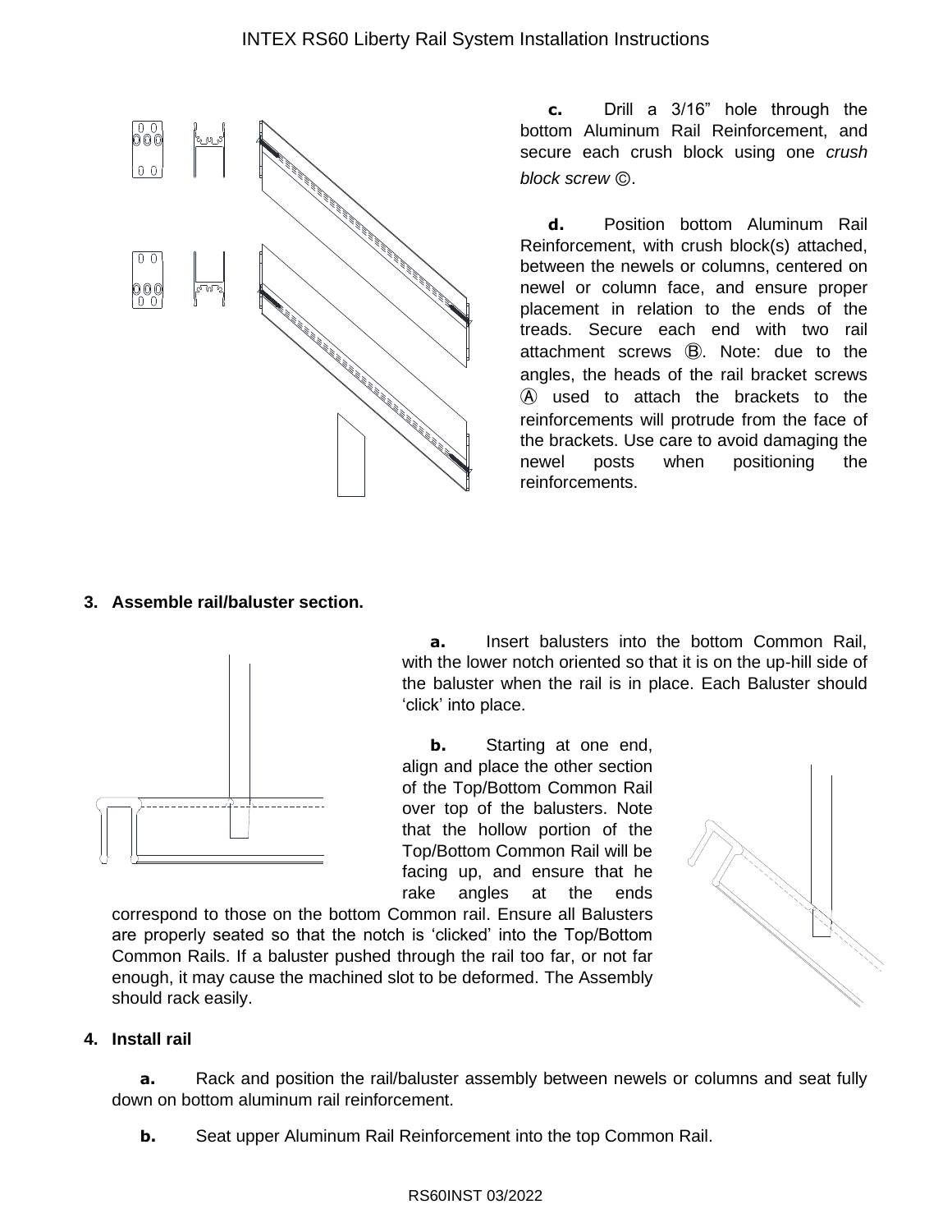**c.** Drill a 3/16" hole through the bottom Aluminum Rail Reinforcement, and secure each crush block using one *crush block screw* Ⓒ.

**d.** Position bottom Aluminum Rail Reinforcement, with crush block(s) attached, between the newels or columns, centered on newel or column face, and ensure proper placement in relation to the ends of the treads. Secure each end with two rail attachment screws Ⓑ. Note: due to the angles, the heads of the rail bracket screws Ⓐ used to attach the brackets to the reinforcements will protrude from the face of the brackets. Use care to avoid damaging the newel posts when positioning the reinforcements.

**3. Assemble rail/baluster section.**

**a.** Insert balusters into the bottom Common Rail, with the lower notch oriented so that it is on the up-hill side of the baluster when the rail is in place. Each Baluster should 'click' into place.

**b.** Starting at one end, align and place the other section of the Top/Bottom Common Rail over top of the balusters. Note that the hollow portion of the Top/Bottom Common Rail will be facing up, and ensure that he rake angles at the ends correspond to those on the bottom Common rail. Ensure all Balusters are properly seated so that the notch is 'clicked' into the Top/Bottom Common Rails. If a baluster pushed through the rail too far, or not far enough, it may cause the machined slot to be deformed. The Assembly should rack easily.

**4. Install rail**

**a.** Rack and position the rail/baluster assembly between newels or columns and seat fully down on bottom aluminum rail reinforcement.

**b.** Seat upper Aluminum Rail Reinforcement into the top Common Rail.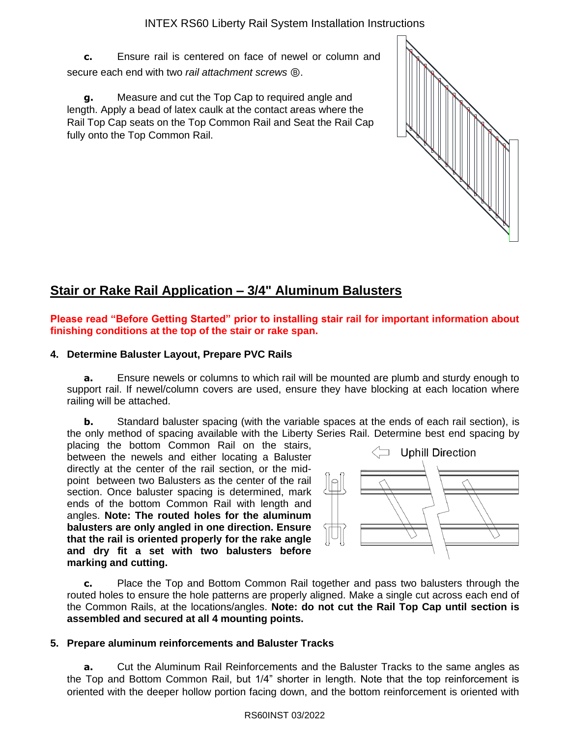**c.** Ensure rail is centered on face of newel or column and secure each end with two *rail attachment screws* Ⓑ.

**g.** Measure and cut the Top Cap to required angle and length. Apply a bead of latex caulk at the contact areas where the Rail Top Cap seats on the Top Common Rail and Seat the Rail Cap fully onto the Top Common Rail.

## Stair or Rake Rail Application – 3/4" Aluminum Balusters

**Please read "Before Getting Started" prior to installing stair rail for important information about finishing conditions at the top of the stair or rake span.**

### 4. Determine Baluster Layout, Prepare PVC Rails

**a.** Ensure newels or columns to which rail will be mounted are plumb and sturdy enough to support rail. If newel/column covers are used, ensure they have blocking at each location where railing will be attached.

**b.** Standard baluster spacing (with the variable spaces at the ends of each rail section), is the only method of spacing available with the Liberty Series Rail. Determine best end spacing by placing the bottom Common Rail on the stairs, between the newels and either locating a Baluster directly at the center of the rail section, or the mid-point between two Balusters as the center of the rail section. Once baluster spacing is determined, mark ends of the bottom Common Rail with length and angles. **Note: The routed holes for the aluminum balusters are only angled in one direction. Ensure that the rail is oriented properly for the rake angle and dry fit a set with two balusters before marking and cutting.**

Uphill Direction

**c.** Place the Top and Bottom Common Rail together and pass two balusters through the routed holes to ensure the hole patterns are properly aligned. Make a single cut across each end of the Common Rails, at the locations/angles. **Note: do not cut the Rail Top Cap until section is assembled and secured at all 4 mounting points.**

### 5. Prepare aluminum reinforcements and Baluster Tracks

**a.** Cut the Aluminum Rail Reinforcements and the Baluster Tracks to the same angles as the Top and Bottom Common Rail, but 1/4" shorter in length. Note that the top reinforcement is oriented with the deeper hollow portion facing down, and the bottom reinforcement is oriented with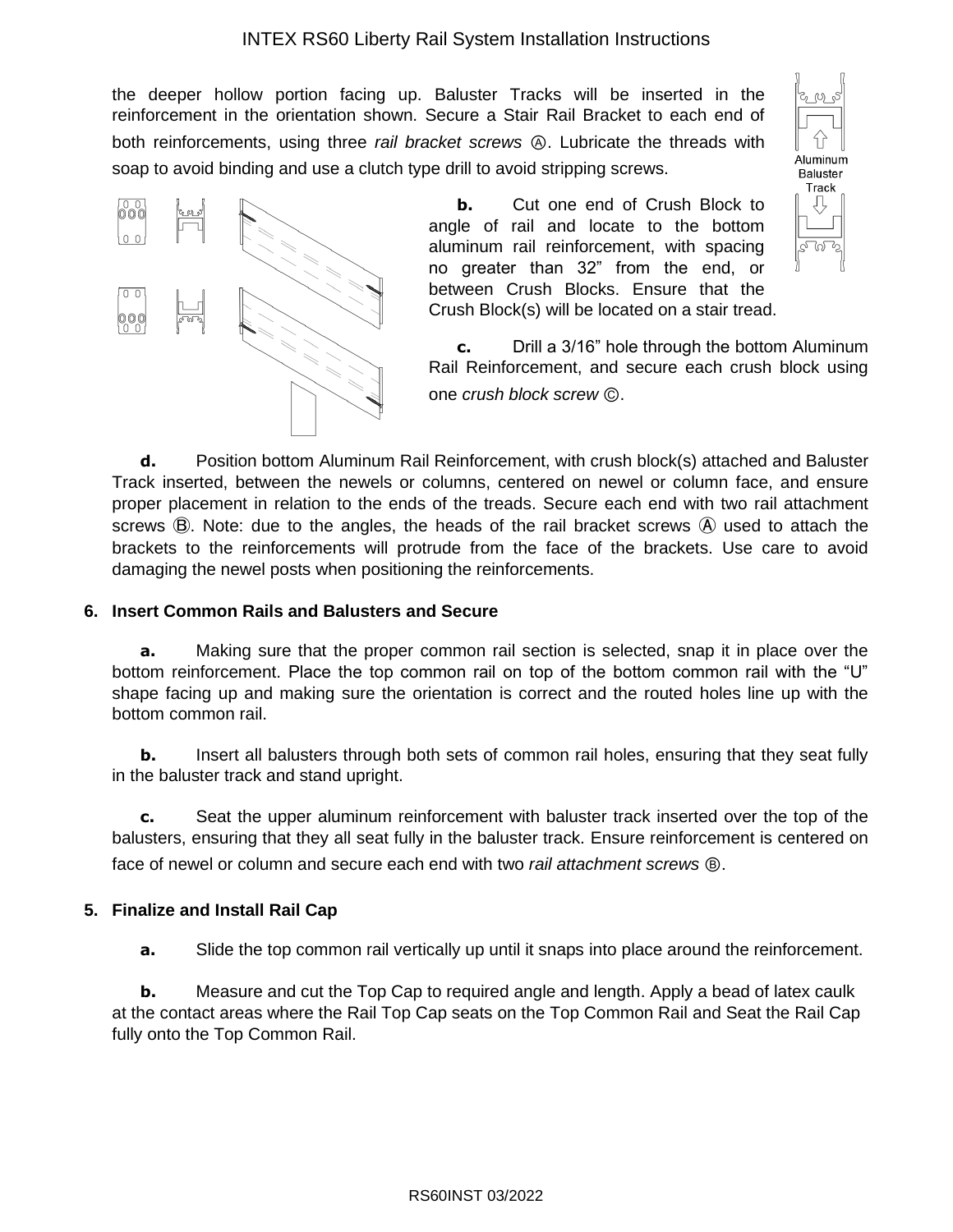the deeper hollow portion facing up. Baluster Tracks will be inserted in the reinforcement in the orientation shown. Secure a Stair Rail Bracket to each end of both reinforcements, using three *rail bracket screws* Ⓐ. Lubricate the threads with soap to avoid binding and use a clutch type drill to avoid stripping screws.

Aluminum Baluster Track

**b.** Cut one end of Crush Block to angle of rail and locate to the bottom aluminum rail reinforcement, with spacing no greater than 32" from the end, or between Crush Blocks. Ensure that the Crush Block(s) will be located on a stair tread.

**c.** Drill a 3/16" hole through the bottom Aluminum Rail Reinforcement, and secure each crush block using one *crush block screw* Ⓒ.

**d.** Position bottom Aluminum Rail Reinforcement, with crush block(s) attached and Baluster Track inserted, between the newels or columns, centered on newel or column face, and ensure proper placement in relation to the ends of the treads. Secure each end with two rail attachment screws Ⓑ. Note: due to the angles, the heads of the rail bracket screws Ⓐ used to attach the brackets to the reinforcements will protrude from the face of the brackets. Use care to avoid damaging the newel posts when positioning the reinforcements.

## 6. Insert Common Rails and Balusters and Secure

**a.** Making sure that the proper common rail section is selected, snap it in place over the bottom reinforcement. Place the top common rail on top of the bottom common rail with the "U" shape facing up and making sure the orientation is correct and the routed holes line up with the bottom common rail.

**b.** Insert all balusters through both sets of common rail holes, ensuring that they seat fully in the baluster track and stand upright.

**c.** Seat the upper aluminum reinforcement with baluster track inserted over the top of the balusters, ensuring that they all seat fully in the baluster track. Ensure reinforcement is centered on face of newel or column and secure each end with two *rail attachment screws* Ⓑ.

## 5. Finalize and Install Rail Cap

**a.** Slide the top common rail vertically up until it snaps into place around the reinforcement.

**b.** Measure and cut the Top Cap to required angle and length. Apply a bead of latex caulk at the contact areas where the Rail Top Cap seats on the Top Common Rail and Seat the Rail Cap fully onto the Top Common Rail.

RS60INST 03/2022